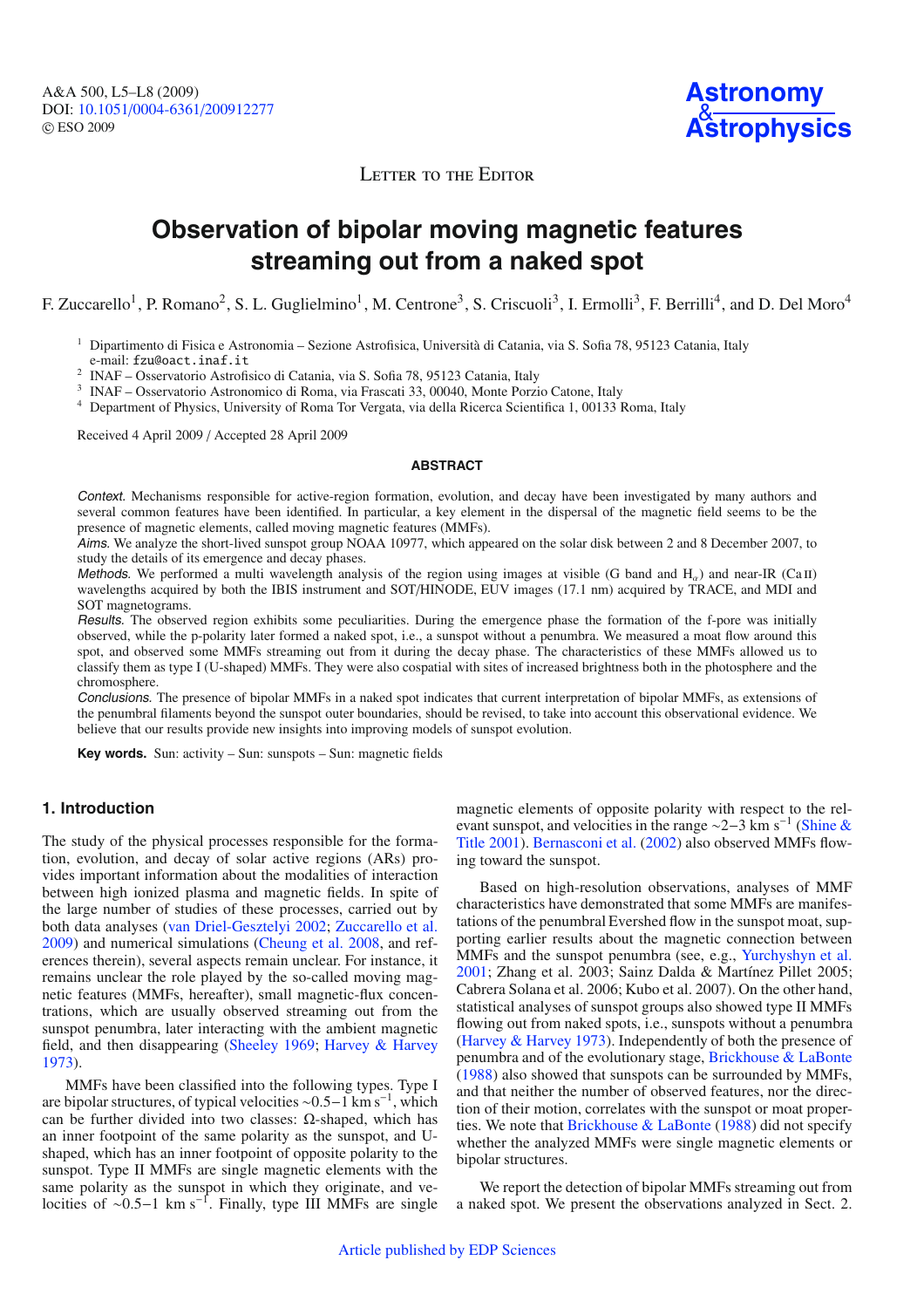Letter to the Editor

# Observation of bipolar moving magnetic features streaming out from a naked spot

F. Zuccarello[1], P. Romano[2], S. L. Guglielmino[1], M. Centrone[3], S. Criscuoli[3], I. Ermolli[3], F. Berrilli[4], and D. Del Moro[4]

[1] Dipartimento di Fisica e Astronomia – Sezione Astrofisica, Università di Catania, via S. Sofia 78, 95123 Catania, Italy
e-mail: fzu@oact.inaf.it

[2] INAF – Osservatorio Astrofisico di Catania, via S. Sofia 78, 95123 Catania, Italy

[3] INAF – Osservatorio Astronomico di Roma, via Frascati 33, 00040, Monte Porzio Catone, Italy

[4] Department of Physics, University of Roma Tor Vergata, via della Ricerca Scientifica 1, 00133 Roma, Italy

Received 4 April 2009 / Accepted 28 April 2009

## ABSTRACT

*Context.* Mechanisms responsible for active-region formation, evolution, and decay have been investigated by many authors and several common features have been identified. In particular, a key element in the dispersal of the magnetic field seems to be the presence of magnetic elements, called moving magnetic features (MMFs).

*Aims.* We analyze the short-lived sunspot group NOAA 10977, which appeared on the solar disk between 2 and 8 December 2007, to study the details of its emergence and decay phases.

*Methods.* We performed a multi wavelength analysis of the region using images at visible (G band and $H_\alpha$) and near-IR (Ca II) wavelengths acquired by both the IBIS instrument and SOT/HINODE, EUV images (17.1 nm) acquired by TRACE, and MDI and SOT magnetograms.

*Results.* The observed region exhibits some peculiarities. During the emergence phase the formation of the f-pore was initially observed, while the p-polarity later formed a naked spot, i.e., a sunspot without a penumbra. We measured a moat flow around this spot, and observed some MMFs streaming out from it during the decay phase. The characteristics of these MMFs allowed us to classify them as type I (U-shaped) MMFs. They were also cospatial with sites of increased brightness both in the photosphere and the chromosphere.

*Conclusions.* The presence of bipolar MMFs in a naked spot indicates that current interpretation of bipolar MMFs, as extensions of the penumbral filaments beyond the sunspot outer boundaries, should be revised, to take into account this observational evidence. We believe that our results provide new insights into improving models of sunspot evolution.

**Key words.** Sun: activity – Sun: sunspots – Sun: magnetic fields

## 1. Introduction

The study of the physical processes responsible for the formation, evolution, and decay of solar active regions (ARs) provides important information about the modalities of interaction between high ionized plasma and magnetic fields. In spite of the large number of studies of these processes, carried out by both data analyses (van Driel-Gesztelyi 2002; Zuccarello et al. 2009) and numerical simulations (Cheung et al. 2008, and references therein), several aspects remain unclear. For instance, it remains unclear the role played by the so-called moving magnetic features (MMFs, hereafter), small magnetic-flux concentrations, which are usually observed streaming out from the sunspot penumbra, later interacting with the ambient magnetic field, and then disappearing (Sheeley 1969; Harvey & Harvey 1973).

MMFs have been classified into the following types. Type I are bipolar structures, of typical velocities $\sim$0.5−1 km s$^{-1}$, which can be further divided into two classes: Ω-shaped, which has an inner footpoint of the same polarity as the sunspot, and U-shaped, which has an inner footpoint of opposite polarity to the sunspot. Type II MMFs are single magnetic elements with the same polarity as the sunspot in which they originate, and velocities of $\sim$0.5−1 km s$^{-1}$. Finally, type III MMFs are single magnetic elements of opposite polarity with respect to the relevant sunspot, and velocities in the range $\sim$2−3 km s$^{-1}$ (Shine & Title 2001). Bernasconi et al. (2002) also observed MMFs flowing toward the sunspot.

Based on high-resolution observations, analyses of MMF characteristics have demonstrated that some MMFs are manifestations of the penumbral Evershed flow in the sunspot moat, supporting earlier results about the magnetic connection between MMFs and the sunspot penumbra (see, e.g., Yurchyshyn et al. 2001; Zhang et al. 2003; Sainz Dalda & Martínez Pillet 2005; Cabrera Solana et al. 2006; Kubo et al. 2007). On the other hand, statistical analyses of sunspot groups also showed type II MMFs flowing out from naked spots, i.e., sunspots without a penumbra (Harvey & Harvey 1973). Independently of both the presence of penumbra and of the evolutionary stage, Brickhouse & LaBonte (1988) also showed that sunspots can be surrounded by MMFs, and that neither the number of observed features, nor the direction of their motion, correlates with the sunspot or moat properties. We note that Brickhouse & LaBonte (1988) did not specify whether the analyzed MMFs were single magnetic elements or bipolar structures.

We report the detection of bipolar MMFs streaming out from a naked spot. We present the observations analyzed in Sect. 2.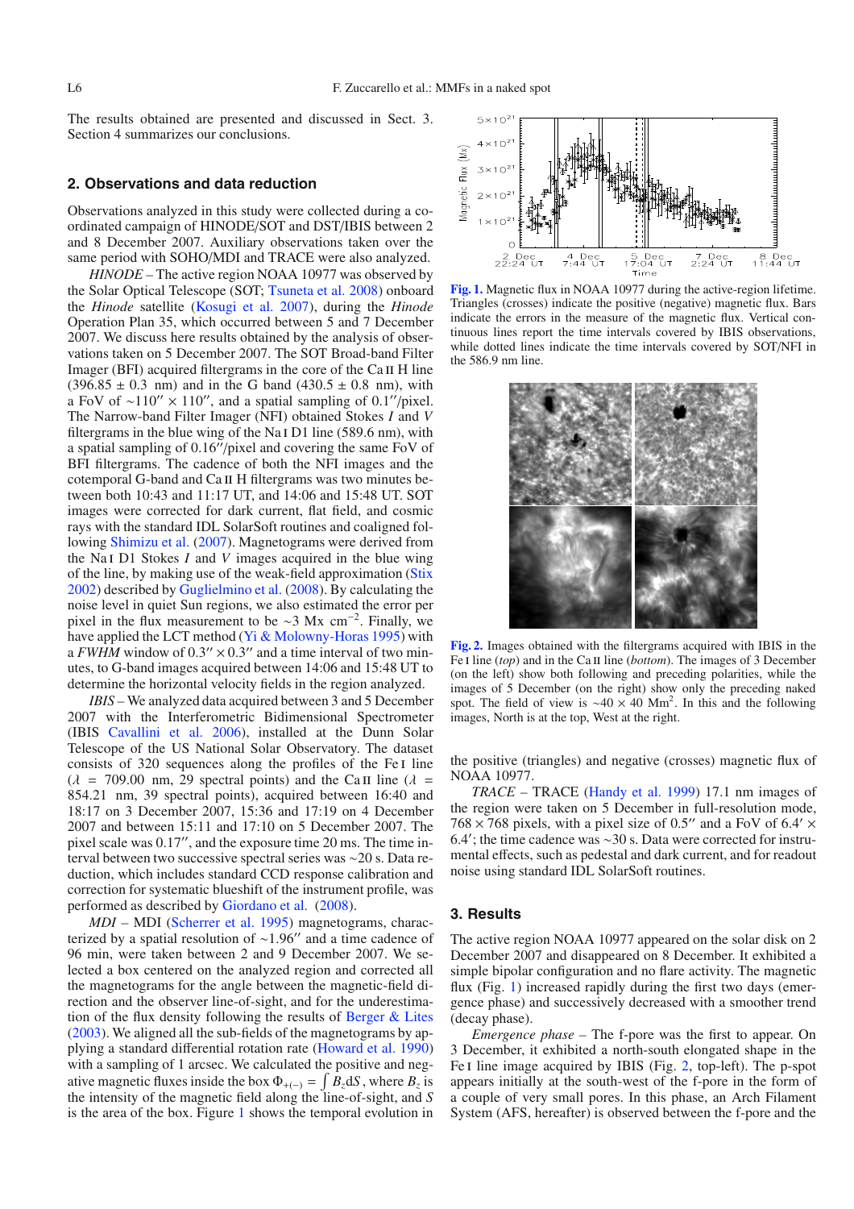The results obtained are presented and discussed in Sect. 3. Section 4 summarizes our conclusions.

## 2. Observations and data reduction

Observations analyzed in this study were collected during a coordinated campaign of HINODE/SOT and DST/IBIS between 2 and 8 December 2007. Auxiliary observations taken over the same period with SOHO/MDI and TRACE were also analyzed.

*HINODE* – The active region NOAA 10977 was observed by the Solar Optical Telescope (SOT; Tsuneta et al. 2008) onboard the *Hinode* satellite (Kosugi et al. 2007), during the *Hinode* Operation Plan 35, which occurred between 5 and 7 December 2007. We discuss here results obtained by the analysis of observations taken on 5 December 2007. The SOT Broad-band Filter Imager (BFI) acquired filtergrams in the core of the Ca II H line (396.85 ± 0.3 nm) and in the G band (430.5 ± 0.8 nm), with a FoV of ∼110″ × 110″, and a spatial sampling of 0.1″/pixel. The Narrow-band Filter Imager (NFI) obtained Stokes *I* and *V* filtergrams in the blue wing of the Na I D1 line (589.6 nm), with a spatial sampling of 0.16″/pixel and covering the same FoV of BFI filtergrams. The cadence of both the NFI images and the cotemporal G-band and Ca II H filtergrams was two minutes between both 10:43 and 11:17 UT, and 14:06 and 15:48 UT. SOT images were corrected for dark current, flat field, and cosmic rays with the standard IDL SolarSoft routines and coaligned following Shimizu et al. (2007). Magnetograms were derived from the Na I D1 Stokes *I* and *V* images acquired in the blue wing of the line, by making use of the weak-field approximation (Stix 2002) described by Guglielmino et al. (2008). By calculating the noise level in quiet Sun regions, we also estimated the error per pixel in the flux measurement to be ∼3 Mx cm$^{-2}$. Finally, we have applied the LCT method (Yi & Molowny-Horas 1995) with a *FWHM* window of 0.3″ × 0.3″ and a time interval of two minutes, to G-band images acquired between 14:06 and 15:48 UT to determine the horizontal velocity fields in the region analyzed.

*IBIS* – We analyzed data acquired between 3 and 5 December 2007 with the Interferometric Bidimensional Spectrometer (IBIS Cavallini et al. 2006), installed at the Dunn Solar Telescope of the US National Solar Observatory. The dataset consists of 320 sequences along the profiles of the Fe I line ($\lambda$ = 709.00 nm, 29 spectral points) and the Ca II line ($\lambda$ = 854.21 nm, 39 spectral points), acquired between 16:40 and 18:17 on 3 December 2007, 15:36 and 17:19 on 4 December 2007 and between 15:11 and 17:10 on 5 December 2007. The pixel scale was 0.17″, and the exposure time 20 ms. The time interval between two successive spectral series was ∼20 s. Data reduction, which includes standard CCD response calibration and correction for systematic blueshift of the instrument profile, was performed as described by Giordano et al. (2008).

*MDI* – MDI (Scherrer et al. 1995) magnetograms, characterized by a spatial resolution of ∼1.96″ and a time cadence of 96 min, were taken between 2 and 9 December 2007. We selected a box centered on the analyzed region and corrected all the magnetograms for the angle between the magnetic-field direction and the observer line-of-sight, and for the underestimation of the flux density following the results of Berger & Lites (2003). We aligned all the sub-fields of the magnetograms by applying a standard differential rotation rate (Howard et al. 1990) with a sampling of 1 arcsec. We calculated the positive and negative magnetic fluxes inside the box $\Phi_{+(-)} = \int B_z \mathrm{d}S$, where $B_z$ is the intensity of the magnetic field along the line-of-sight, and $S$ is the area of the box. Figure 1 shows the temporal evolution in the positive (triangles) and negative (crosses) magnetic flux of NOAA 10977.

**Fig. 1.** Magnetic flux in NOAA 10977 during the active-region lifetime. Triangles (crosses) indicate the positive (negative) magnetic flux. Bars indicate the errors in the measure of the magnetic flux. Vertical continuous lines report the time intervals covered by IBIS observations, while dotted lines indicate the time intervals covered by SOT/NFI in the 586.9 nm line.

**Fig. 2.** Images obtained with the filtergrams acquired with IBIS in the Fe I line (*top*) and in the Ca II line (*bottom*). The images of 3 December (on the left) show both following and preceding polarities, while the images of 5 December (on the right) show only the preceding naked spot. The field of view is ∼40 × 40 Mm$^2$. In this and the following images, North is at the top, West at the right.

*TRACE* – TRACE (Handy et al. 1999) 17.1 nm images of the region were taken on 5 December in full-resolution mode, 768 × 768 pixels, with a pixel size of 0.5″ and a FoV of 6.4′ × 6.4′; the time cadence was ∼30 s. Data were corrected for instrumental effects, such as pedestal and dark current, and for readout noise using standard IDL SolarSoft routines.

## 3. Results

The active region NOAA 10977 appeared on the solar disk on 2 December 2007 and disappeared on 8 December. It exhibited a simple bipolar configuration and no flare activity. The magnetic flux (Fig. 1) increased rapidly during the first two days (emergence phase) and successively decreased with a smoother trend (decay phase).

*Emergence phase* – The f-pore was the first to appear. On 3 December, it exhibited a north-south elongated shape in the Fe I line image acquired by IBIS (Fig. 2, top-left). The p-spot appears initially at the south-west of the f-pore in the form of a couple of very small pores. In this phase, an Arch Filament System (AFS, hereafter) is observed between the f-pore and the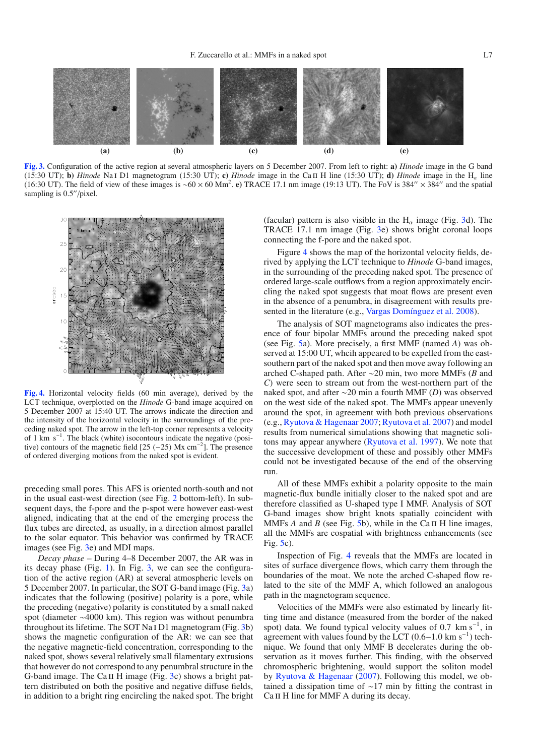**Fig. 3.** Configuration of the active region at several atmospheric layers on 5 December 2007. From left to right: **a)** *Hinode* image in the G band (15:30 UT); **b)** *Hinode* Na I D1 magnetogram (15:30 UT); **c)** *Hinode* image in the Ca II H line (15:30 UT); **d)** *Hinode* image in the $H_\alpha$ line (16:30 UT). The field of view of these images is ~60 × 60 Mm$^2$. **e)** TRACE 17.1 nm image (19:13 UT). The FoV is 384″ × 384″ and the spatial sampling is 0.5″/pixel.

**Fig. 4.** Horizontal velocity fields (60 min average), derived by the LCT technique, overplotted on the *Hinode* G-band image acquired on 5 December 2007 at 15:40 UT. The arrows indicate the direction and the intensity of the horizontal velocity in the surroundings of the preceding naked spot. The arrow in the left-top corner represents a velocity of 1 km s$^{-1}$. The black (white) isocontours indicate the negative (positive) contours of the magnetic field [25 (−25) Mx cm$^{-2}$]. The presence of ordered diverging motions from the naked spot is evident.

preceding small pores. This AFS is oriented north-south and not in the usual east-west direction (see Fig. 2 bottom-left). In subsequent days, the f-pore and the p-spot were however east-west aligned, indicating that at the end of the emerging process the flux tubes are directed, as usually, in a direction almost parallel to the solar equator. This behavior was confirmed by TRACE images (see Fig. 3e) and MDI maps.

*Decay phase* – During 4–8 December 2007, the AR was in its decay phase (Fig. 1). In Fig. 3, we can see the configuration of the active region (AR) at several atmospheric levels on 5 December 2007. In particular, the SOT G-band image (Fig. 3a) indicates that the following (positive) polarity is a pore, while the preceding (negative) polarity is constituted by a small naked spot (diameter ~4000 km). This region was without penumbra throughout its lifetime. The SOT Na I D1 magnetogram (Fig. 3b) shows the magnetic configuration of the AR: we can see that the negative magnetic-field concentration, corresponding to the naked spot, shows several relatively small filamentary extrusions that however do not correspond to any penumbral structure in the G-band image. The Ca II H image (Fig. 3c) shows a bright pattern distributed on both the positive and negative diffuse fields, in addition to a bright ring encircling the naked spot. The bright (facular) pattern is also visible in the $H_\alpha$ image (Fig. 3d). The TRACE 17.1 nm image (Fig. 3e) shows bright coronal loops connecting the f-pore and the naked spot.

Figure 4 shows the map of the horizontal velocity fields, derived by applying the LCT technique to *Hinode* G-band images, in the surrounding of the preceding naked spot. The presence of ordered large-scale outflows from a region approximately encircling the naked spot suggests that moat flows are present even in the absence of a penumbra, in disagreement with results presented in the literature (e.g., Vargas Domínguez et al. 2008).

The analysis of SOT magnetograms also indicates the presence of four bipolar MMFs around the preceding naked spot (see Fig. 5a). More precisely, a first MMF (named *A*) was observed at 15:00 UT, whcih appeared to be expelled from the east-southern part of the naked spot and then move away following an arched C-shaped path. After ~20 min, two more MMFs (*B* and *C*) were seen to stream out from the west-northern part of the naked spot, and after ~20 min a fourth MMF (*D*) was observed on the west side of the naked spot. The MMFs appear unevenly around the spot, in agreement with both previous observations (e.g., Ryutova & Hagenaar 2007; Ryutova et al. 2007) and model results from numerical simulations showing that magnetic solitons may appear anywhere (Ryutova et al. 1997). We note that the successive development of these and possibly other MMFs could not be investigated because of the end of the observing run.

All of these MMFs exhibit a polarity opposite to the main magnetic-flux bundle initially closer to the naked spot and are therefore classified as U-shaped type I MMF. Analysis of SOT G-band images show bright knots spatially coincident with MMFs *A* and *B* (see Fig. 5b), while in the Ca II H line images, all the MMFs are cospatial with brightness enhancements (see Fig. 5c).

Inspection of Fig. 4 reveals that the MMFs are located in sites of surface divergence flows, which carry them through the boundaries of the moat. We note the arched C-shaped flow related to the site of the MMF A, which followed an analogous path in the magnetogram sequence.

Velocities of the MMFs were also estimated by linearly fitting time and distance (measured from the border of the naked spot) data. We found typical velocity values of 0.7 km s$^{-1}$, in agreement with values found by the LCT (0.6−1.0 km s$^{-1}$) technique. We found that only MMF B decelerates during the observation as it moves further. This finding, with the observed chromospheric brightening, would support the soliton model by Ryutova & Hagenaar (2007). Following this model, we obtained a dissipation time of ~17 min by fitting the contrast in Ca II H line for MMF A during its decay.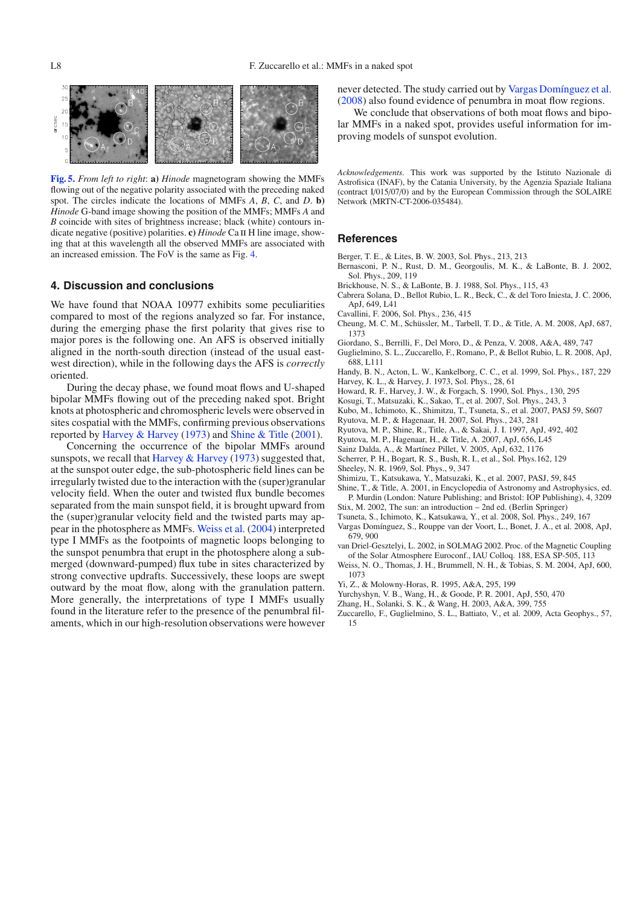30
25
20
15
10
5
0
arcsec
15:40
B
C
D
A

B
C
D
A

B
C
D
A

**Fig. 5.** *From left to right*: **a)** *Hinode* magnetogram showing the MMFs flowing out of the negative polarity associated with the preceding naked spot. The circles indicate the locations of MMFs *A*, *B*, *C*, and *D*. **b)** *Hinode* G-band image showing the position of the MMFs; MMFs *A* and *B* coincide with sites of brightness increase; black (white) contours indicate negative (positive) polarities. **c)** *Hinode* Ca II H line image, showing that at this wavelength all the observed MMFs are associated with an increased emission. The FoV is the same as Fig. 4.

## 4. Discussion and conclusions

We have found that NOAA 10977 exhibits some peculiarities compared to most of the regions analyzed so far. For instance, during the emerging phase the first polarity that gives rise to major pores is the following one. An AFS is observed initially aligned in the north-south direction (instead of the usual east-west direction), while in the following days the AFS is *correctly* oriented.

During the decay phase, we found moat flows and U-shaped bipolar MMFs flowing out of the preceding naked spot. Bright knots at photospheric and chromospheric levels were observed in sites cospatial with the MMFs, confirming previous observations reported by Harvey & Harvey (1973) and Shine & Title (2001).

Concerning the occurrence of the bipolar MMFs around sunspots, we recall that Harvey & Harvey (1973) suggested that, at the sunspot outer edge, the sub-photospheric field lines can be irregularly twisted due to the interaction with the (super)granular velocity field. When the outer and twisted flux bundle becomes separated from the main sunspot field, it is brought upward from the (super)granular velocity field and the twisted parts may appear in the photosphere as MMFs. Weiss et al. (2004) interpreted type I MMFs as the footpoints of magnetic loops belonging to the sunspot penumbra that erupt in the photosphere along a submerged (downward-pumped) flux tube in sites characterized by strong convective updrafts. Successively, these loops are swept outward by the moat flow, along with the granulation pattern. More generally, the interpretations of type I MMFs usually found in the literature refer to the presence of the penumbral filaments, which in our high-resolution observations were however never detected. The study carried out by Vargas Domínguez et al. (2008) also found evidence of penumbra in moat flow regions.

We conclude that observations of both moat flows and bipolar MMFs in a naked spot, provides useful information for improving models of sunspot evolution.

*Acknowledgements.* This work was supported by the Istituto Nazionale di Astrofisica (INAF), by the Catania University, by the Agenzia Spaziale Italiana (contract I/015/07/0) and by the European Commission through the SOLAIRE Network (MRTN-CT-2006-035484).

## References

Berger, T. E., & Lites, B. W. 2003, Sol. Phys., 213, 213
Bernasconi, P. N., Rust, D. M., Georgoulis, M. K., & LaBonte, B. J. 2002, Sol. Phys., 209, 119
Brickhouse, N. S., & LaBonte, B. J. 1988, Sol. Phys., 115, 43
Cabrera Solana, D., Bellot Rubio, L. R., Beck, C., & del Toro Iniesta, J. C. 2006, ApJ, 649, L41
Cavallini, F. 2006, Sol. Phys., 236, 415
Cheung, M. C. M., Schüssler, M., Tarbell, T. D., & Title, A. M. 2008, ApJ, 687, 1373
Giordano, S., Berrilli, F., Del Moro, D., & Penza, V. 2008, A&A, 489, 747
Guglielmino, S. L., Zuccarello, F., Romano, P., & Bellot Rubio, L. R. 2008, ApJ, 688, L111
Handy, B. N., Acton, L. W., Kankelborg, C. C., et al. 1999, Sol. Phys., 187, 229
Harvey, K. L., & Harvey, J. 1973, Sol. Phys., 28, 61
Howard, R. F., Harvey, J. W., & Forgach, S. 1990, Sol. Phys., 130, 295
Kosugi, T., Matsuzaki, K., Sakao, T., et al. 2007, Sol. Phys., 243, 3
Kubo, M., Ichimoto, K., Shimizu, T., Tsuneta, S., et al. 2007, PASJ 59, S607
Ryutova, M. P., & Hagenaar, H. 2007, Sol. Phys., 243, 281
Ryutova, M. P., Shine, R., Title, A., & Sakai, J. I. 1997, ApJ, 492, 402
Ryutova, M. P., Hagenaar, H., & Title, A. 2007, ApJ, 656, L45
Sainz Dalda, A., & Martínez Pillet, V. 2005, ApJ, 632, 1176
Scherrer, P. H., Bogart, R. S., Bush, R. I., et al., Sol. Phys.162, 129
Sheeley, N. R. 1969, Sol. Phys., 9, 347
Shimizu, T., Katsukawa, Y., Matsuzaki, K., et al. 2007, PASJ, 59, 845
Shine, T., & Title, A. 2001, in Encyclopedia of Astronomy and Astrophysics, ed. P. Murdin (London: Nature Publishing; and Bristol: IOP Publishing), 4, 3209
Stix, M. 2002, The sun: an introduction – 2nd ed. (Berlin Springer)
Tsuneta, S., Ichimoto, K., Katsukawa, Y., et al. 2008, Sol. Phys., 249, 167
Vargas Domínguez, S., Rouppe van der Voort, L., Bonet, J. A., et al. 2008, ApJ, 679, 900
van Driel-Gesztelyi, L. 2002, in SOLMAG 2002. Proc. of the Magnetic Coupling of the Solar Atmosphere Euroconf., IAU Colloq. 188, ESA SP-505, 113
Weiss, N. O., Thomas, J. H., Brummell, N. H., & Tobias, S. M. 2004, ApJ, 600, 1073
Yi, Z., & Molowny-Horas, R. 1995, A&A, 295, 199
Yurchyshyn, V. B., Wang, H., & Goode, P. R. 2001, ApJ, 550, 470
Zhang, H., Solanki, S. K., & Wang, H. 2003, A&A, 399, 755
Zuccarello, F., Guglielmino, S. L., Battiato, V., et al. 2009, Acta Geophys., 57, 15